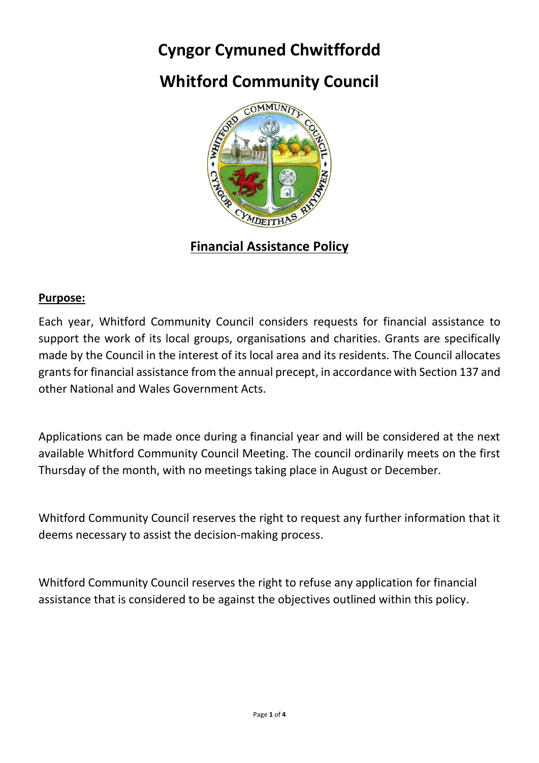# Cyngor Cymuned Chwitffordd

# Whitford Community Council

## Financial Assistance Policy

**Purpose:**

Each year, Whitford Community Council considers requests for financial assistance to support the work of its local groups, organisations and charities. Grants are specifically made by the Council in the interest of its local area and its residents. The Council allocates grants for financial assistance from the annual precept, in accordance with Section 137 and other National and Wales Government Acts.

Applications can be made once during a financial year and will be considered at the next available Whitford Community Council Meeting. The council ordinarily meets on the first Thursday of the month, with no meetings taking place in August or December.

Whitford Community Council reserves the right to request any further information that it deems necessary to assist the decision-making process.

Whitford Community Council reserves the right to refuse any application for financial assistance that is considered to be against the objectives outlined within this policy.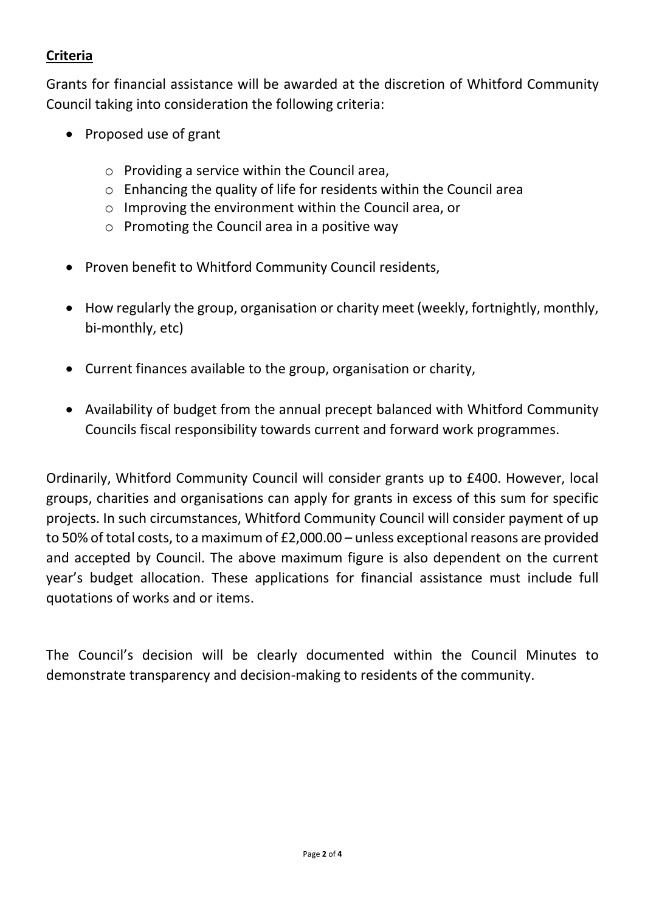## Criteria

Grants for financial assistance will be awarded at the discretion of Whitford Community Council taking into consideration the following criteria:

- Proposed use of grant
  - Providing a service within the Council area,
  - Enhancing the quality of life for residents within the Council area
  - Improving the environment within the Council area, or
  - Promoting the Council area in a positive way
- Proven benefit to Whitford Community Council residents,
- How regularly the group, organisation or charity meet (weekly, fortnightly, monthly, bi-monthly, etc)
- Current finances available to the group, organisation or charity,
- Availability of budget from the annual precept balanced with Whitford Community Councils fiscal responsibility towards current and forward work programmes.

Ordinarily, Whitford Community Council will consider grants up to £400. However, local groups, charities and organisations can apply for grants in excess of this sum for specific projects. In such circumstances, Whitford Community Council will consider payment of up to 50% of total costs, to a maximum of £2,000.00 – unless exceptional reasons are provided and accepted by Council. The above maximum figure is also dependent on the current year's budget allocation. These applications for financial assistance must include full quotations of works and or items.

The Council's decision will be clearly documented within the Council Minutes to demonstrate transparency and decision-making to residents of the community.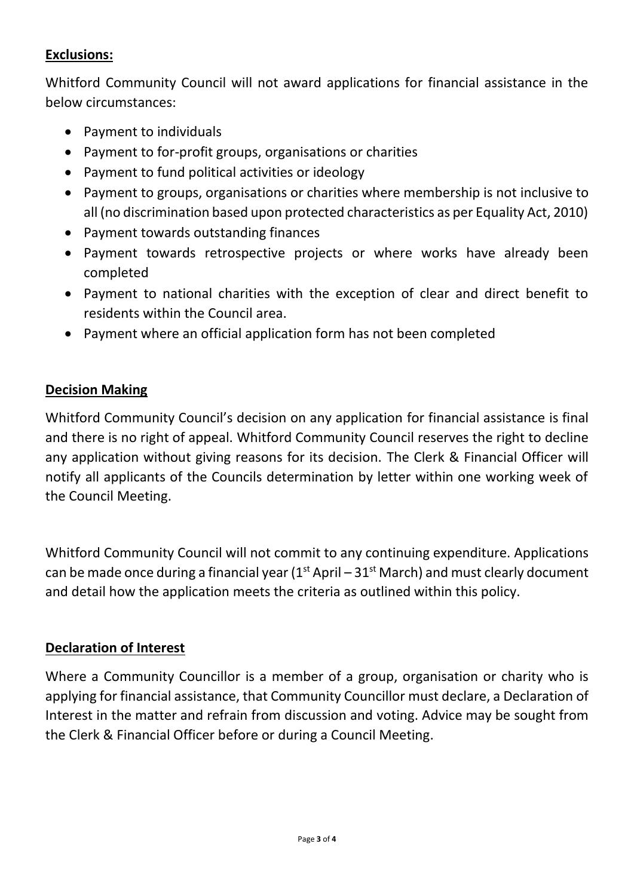## **Exclusions:**

Whitford Community Council will not award applications for financial assistance in the below circumstances:

- Payment to individuals
- Payment to for-profit groups, organisations or charities
- Payment to fund political activities or ideology
- Payment to groups, organisations or charities where membership is not inclusive to all (no discrimination based upon protected characteristics as per Equality Act, 2010)
- Payment towards outstanding finances
- Payment towards retrospective projects or where works have already been completed
- Payment to national charities with the exception of clear and direct benefit to residents within the Council area.
- Payment where an official application form has not been completed

## **Decision Making**

Whitford Community Council's decision on any application for financial assistance is final and there is no right of appeal. Whitford Community Council reserves the right to decline any application without giving reasons for its decision. The Clerk & Financial Officer will notify all applicants of the Councils determination by letter within one working week of the Council Meeting.

Whitford Community Council will not commit to any continuing expenditure. Applications can be made once during a financial year (1st April – 31st March) and must clearly document and detail how the application meets the criteria as outlined within this policy.

## **Declaration of Interest**

Where a Community Councillor is a member of a group, organisation or charity who is applying for financial assistance, that Community Councillor must declare, a Declaration of Interest in the matter and refrain from discussion and voting. Advice may be sought from the Clerk & Financial Officer before or during a Council Meeting.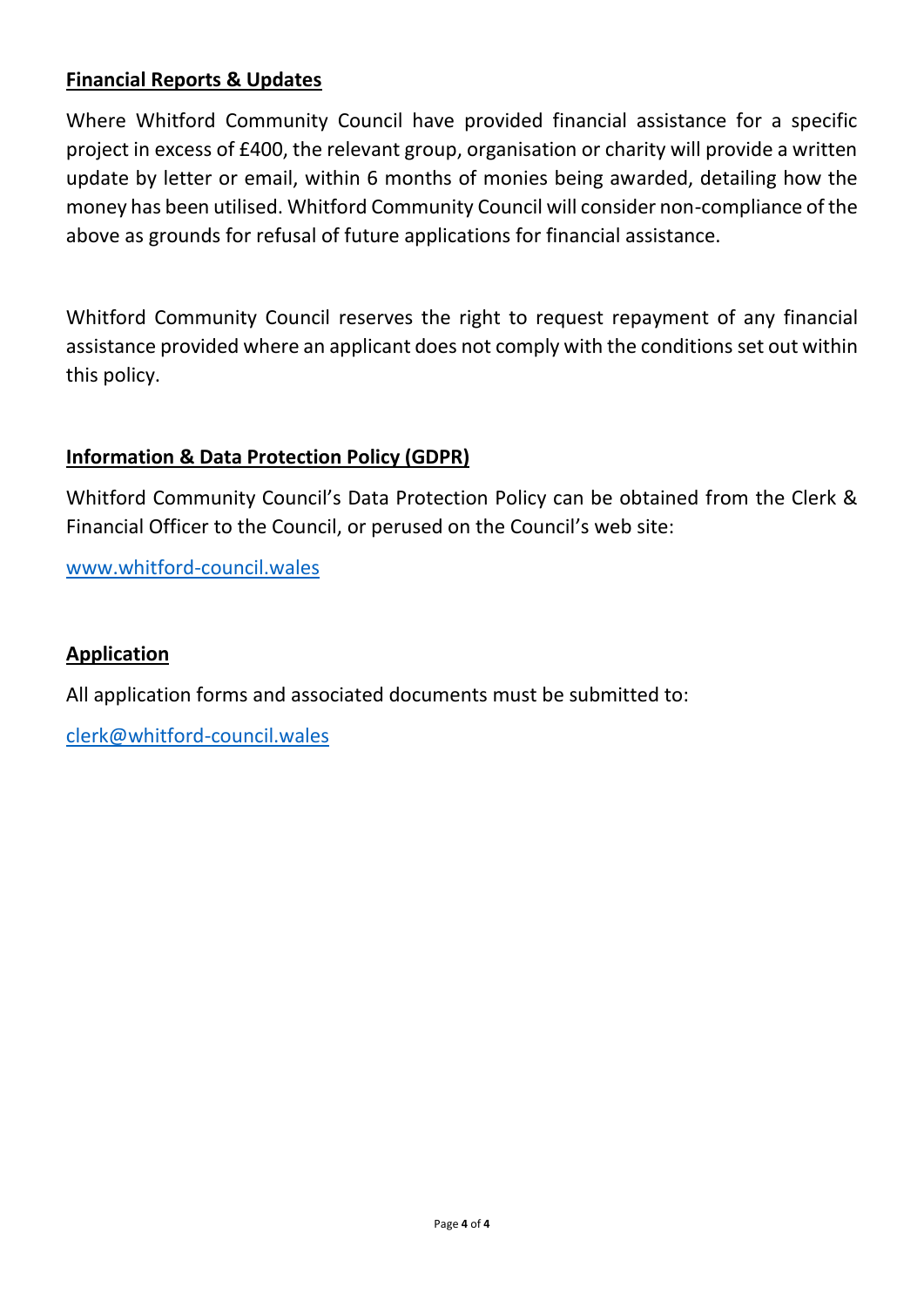**Financial Reports & Updates**

Where Whitford Community Council have provided financial assistance for a specific project in excess of £400, the relevant group, organisation or charity will provide a written update by letter or email, within 6 months of monies being awarded, detailing how the money has been utilised. Whitford Community Council will consider non-compliance of the above as grounds for refusal of future applications for financial assistance.

Whitford Community Council reserves the right to request repayment of any financial assistance provided where an applicant does not comply with the conditions set out within this policy.

**Information & Data Protection Policy (GDPR)**

Whitford Community Council's Data Protection Policy can be obtained from the Clerk & Financial Officer to the Council, or perused on the Council's web site:

www.whitford-council.wales

**Application**

All application forms and associated documents must be submitted to:

clerk@whitford-council.wales